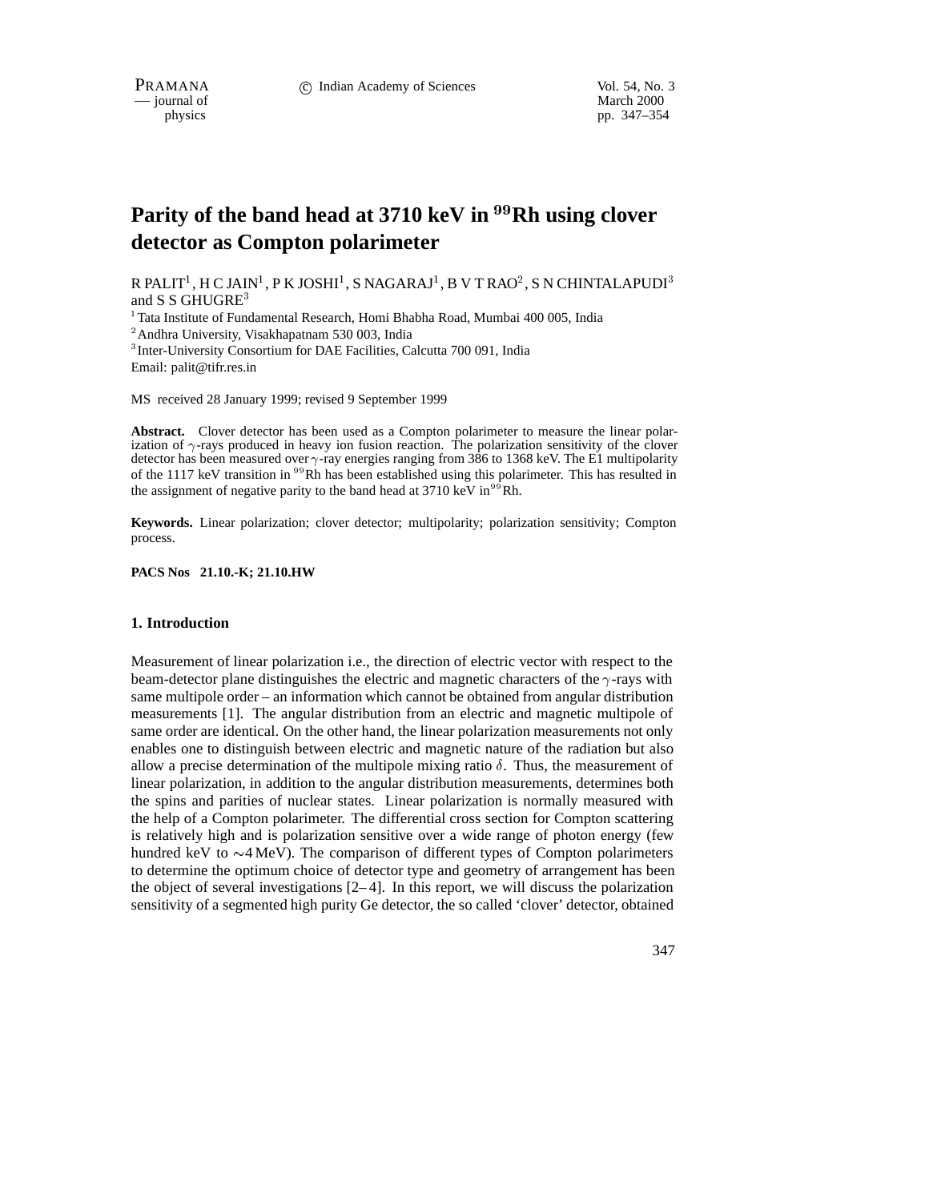# Parity of the band head at 3710 keV in $^{99}$Rh using clover detector as Compton polarimeter

R PALIT[1], H C JAIN[1], P K JOSHI[1], S NAGARAJ[1], B V T RAO[2], S N CHINTALAPUDI[3] and S S GHUGRE[3]

[1] Tata Institute of Fundamental Research, Homi Bhabha Road, Mumbai 400 005, India
[2] Andhra University, Visakhapatnam 530 003, India
[3] Inter-University Consortium for DAE Facilities, Calcutta 700 091, India
Email: palit@tifr.res.in

MS received 28 January 1999; revised 9 September 1999

**Abstract.** Clover detector has been used as a Compton polarimeter to measure the linear polarization of $\gamma$-rays produced in heavy ion fusion reaction. The polarization sensitivity of the clover detector has been measured over $\gamma$-ray energies ranging from 386 to 1368 keV. The E1 multipolarity of the 1117 keV transition in $^{99}$Rh has been established using this polarimeter. This has resulted in the assignment of negative parity to the band head at 3710 keV in $^{99}$Rh.

**Keywords.** Linear polarization; clover detector; multipolarity; polarization sensitivity; Compton process.

**PACS Nos 21.10.-K; 21.10.HW**

## 1. Introduction

Measurement of linear polarization i.e., the direction of electric vector with respect to the beam-detector plane distinguishes the electric and magnetic characters of the $\gamma$-rays with same multipole order – an information which cannot be obtained from angular distribution measurements [1]. The angular distribution from an electric and magnetic multipole of same order are identical. On the other hand, the linear polarization measurements not only enables one to distinguish between electric and magnetic nature of the radiation but also allow a precise determination of the multipole mixing ratio $\delta$. Thus, the measurement of linear polarization, in addition to the angular distribution measurements, determines both the spins and parities of nuclear states. Linear polarization is normally measured with the help of a Compton polarimeter. The differential cross section for Compton scattering is relatively high and is polarization sensitive over a wide range of photon energy (few hundred keV to $\sim$4 MeV). The comparison of different types of Compton polarimeters to determine the optimum choice of detector type and geometry of arrangement has been the object of several investigations [2–4]. In this report, we will discuss the polarization sensitivity of a segmented high purity Ge detector, the so called 'clover' detector, obtained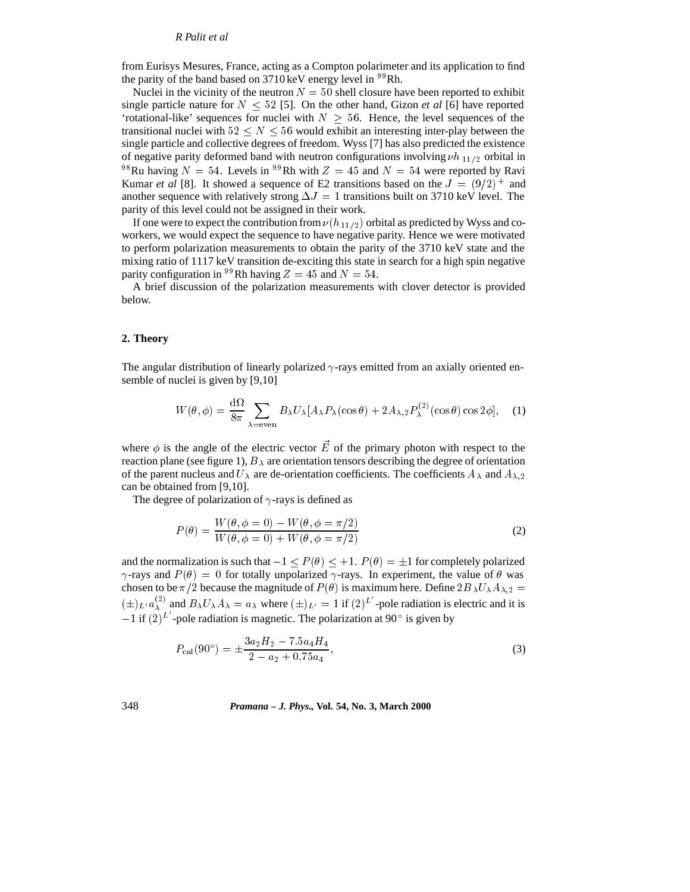from Eurisys Mesures, France, acting as a Compton polarimeter and its application to find the parity of the band based on 3710 keV energy level in $^{99}$Rh.

Nuclei in the vicinity of the neutron $N = 50$ shell closure have been reported to exhibit single particle nature for $N \leq 52$ [5]. On the other hand, Gizon *et al* [6] have reported 'rotational-like' sequences for nuclei with $N \geq 56$. Hence, the level sequences of the transitional nuclei with $52 \leq N \leq 56$ would exhibit an interesting inter-play between the single particle and collective degrees of freedom. Wyss [7] has also predicted the existence of negative parity deformed band with neutron configurations involving $\nu h_{11/2}$ orbital in $^{98}$Ru having $N = 54$. Levels in $^{99}$Rh with $Z = 45$ and $N = 54$ were reported by Ravi Kumar *et al* [8]. It showed a sequence of E2 transitions based on the $J = (9/2)^+$ and another sequence with relatively strong $\Delta J = 1$ transitions built on 3710 keV level. The parity of this level could not be assigned in their work.

If one were to expect the contribution from $\nu(h_{11/2})$ orbital as predicted by Wyss and co-workers, we would expect the sequence to have negative parity. Hence we were motivated to perform polarization measurements to obtain the parity of the 3710 keV state and the mixing ratio of 1117 keV transition de-exciting this state in search for a high spin negative parity configuration in $^{99}$Rh having $Z = 45$ and $N = 54$.

A brief discussion of the polarization measurements with clover detector is provided below.

## 2. Theory

The angular distribution of linearly polarized $\gamma$-rays emitted from an axially oriented ensemble of nuclei is given by [9,10]

$$W(\theta, \phi) = \frac{\mathrm{d}\Omega}{8\pi} \sum_{\lambda = \mathrm{even}} B_\lambda U_\lambda [A_\lambda P_\lambda(\cos\theta) + 2A_{\lambda,2} P_\lambda^{(2)}(\cos\theta)\cos 2\phi], \quad (1)$$

where $\phi$ is the angle of the electric vector $\vec{E}$ of the primary photon with respect to the reaction plane (see figure 1), $B_\lambda$ are orientation tensors describing the degree of orientation of the parent nucleus and $U_\lambda$ are de-orientation coefficients. The coefficients $A_\lambda$ and $A_{\lambda,2}$ can be obtained from [9,10].

The degree of polarization of $\gamma$-rays is defined as

$$P(\theta) = \frac{W(\theta, \phi = 0) - W(\theta, \phi = \pi/2)}{W(\theta, \phi = 0) + W(\theta, \phi = \pi/2)} \quad (2)$$

and the normalization is such that $-1 \leq P(\theta) \leq +1$. $P(\theta) = \pm 1$ for completely polarized $\gamma$-rays and $P(\theta) = 0$ for totally unpolarized $\gamma$-rays. In experiment, the value of $\theta$ was chosen to be $\pi/2$ because the magnitude of $P(\theta)$ is maximum here. Define $2B_\lambda U_\lambda A_{\lambda,2} = (\pm)_{L'} a_\lambda^{(2)}$ and $B_\lambda U_\lambda A_\lambda = a_\lambda$ where $(\pm)_{L'} = 1$ if $(2)^{L'}$-pole radiation is electric and it is $-1$ if $(2)^{L'}$-pole radiation is magnetic. The polarization at 90° is given by

$$P_{\mathrm{cal}}(90^\circ) = \pm \frac{3a_2 H_2 - 7.5 a_4 H_4}{2 - a_2 + 0.75 a_4}, \quad (3)$$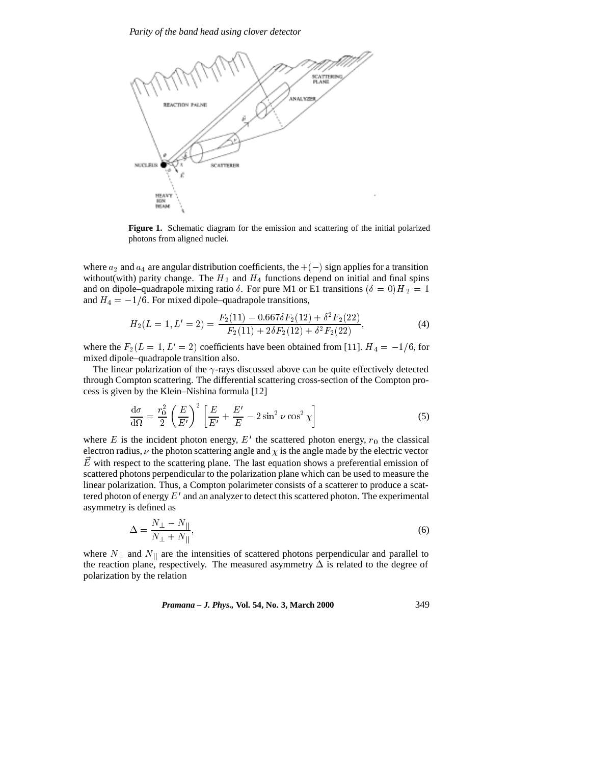**Figure 1.** Schematic diagram for the emission and scattering of the initial polarized photons from aligned nuclei.

where $a_2$ and $a_4$ are angular distribution coefficients, the $+(-)$ sign applies for a transition without(with) parity change. The $H_2$ and $H_4$ functions depend on initial and final spins and on dipole–quadrapole mixing ratio $\delta$. For pure M1 or E1 transitions $(\delta = 0) H_2 = 1$ and $H_4 = -1/6$. For mixed dipole–quadrapole transitions,

$$H_2(L=1, L'=2) = \frac{F_2(11) - 0.667\delta F_2(12) + \delta^2 F_2(22)}{F_2(11) + 2\delta F_2(12) + \delta^2 F_2(22)}, \tag{4}$$

where the $F_2(L=1, L'=2)$ coefficients have been obtained from [11]. $H_4 = -1/6$, for mixed dipole–quadrapole transition also.

The linear polarization of the $\gamma$-rays discussed above can be quite effectively detected through Compton scattering. The differential scattering cross-section of the Compton process is given by the Klein–Nishina formula [12]

$$\frac{\mathrm{d}\sigma}{\mathrm{d}\Omega} = \frac{r_0^2}{2}\left(\frac{E}{E'}\right)^2\left[\frac{E}{E'} + \frac{E'}{E} - 2\sin^2\nu\cos^2\chi\right] \tag{5}$$

where $E$ is the incident photon energy, $E'$ the scattered photon energy, $r_0$ the classical electron radius, $\nu$ the photon scattering angle and $\chi$ is the angle made by the electric vector $\vec{E}$ with respect to the scattering plane. The last equation shows a preferential emission of scattered photons perpendicular to the polarization plane which can be used to measure the linear polarization. Thus, a Compton polarimeter consists of a scatterer to produce a scattered photon of energy $E'$ and an analyzer to detect this scattered photon. The experimental asymmetry is defined as

$$\Delta = \frac{N_\perp - N_{||}}{N_\perp + N_{||}}, \tag{6}$$

where $N_\perp$ and $N_{||}$ are the intensities of scattered photons perpendicular and parallel to the reaction plane, respectively. The measured asymmetry $\Delta$ is related to the degree of polarization by the relation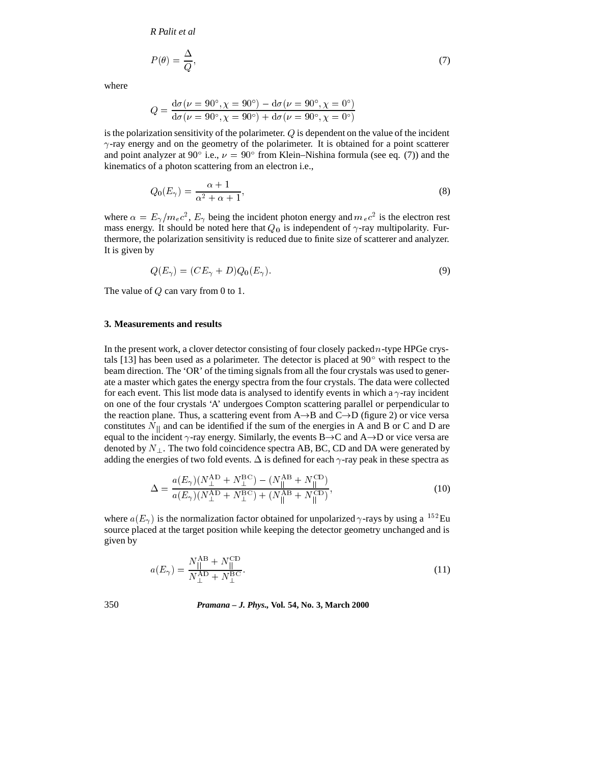$$P(\theta) = \frac{\Delta}{Q}, \tag{7}$$

where

$$Q = \frac{\mathrm{d}\sigma(\nu = 90^\circ, \chi = 90^\circ) - \mathrm{d}\sigma(\nu = 90^\circ, \chi = 0^\circ)}{\mathrm{d}\sigma(\nu = 90^\circ, \chi = 90^\circ) + \mathrm{d}\sigma(\nu = 90^\circ, \chi = 0^\circ)}$$

is the polarization sensitivity of the polarimeter. $Q$ is dependent on the value of the incident $\gamma$-ray energy and on the geometry of the polarimeter. It is obtained for a point scatterer and point analyzer at 90° i.e., $\nu = 90^\circ$ from Klein–Nishina formula (see eq. (7)) and the kinematics of a photon scattering from an electron i.e.,

$$Q_0(E_\gamma) = \frac{\alpha + 1}{\alpha^2 + \alpha + 1}, \tag{8}$$

where $\alpha = E_\gamma/m_e c^2$, $E_\gamma$ being the incident photon energy and $m_e c^2$ is the electron rest mass energy. It should be noted here that $Q_0$ is independent of $\gamma$-ray multipolarity. Furthermore, the polarization sensitivity is reduced due to finite size of scatterer and analyzer. It is given by

$$Q(E_\gamma) = (CE_\gamma + D)Q_0(E_\gamma). \tag{9}$$

The value of $Q$ can vary from 0 to 1.

### 3. Measurements and results

In the present work, a clover detector consisting of four closely packed $n$-type HPGe crystals [13] has been used as a polarimeter. The detector is placed at 90° with respect to the beam direction. The 'OR' of the timing signals from all the four crystals was used to generate a master which gates the energy spectra from the four crystals. The data were collected for each event. This list mode data is analysed to identify events in which a $\gamma$-ray incident on one of the four crystals 'A' undergoes Compton scattering parallel or perpendicular to the reaction plane. Thus, a scattering event from A→B and C→D (figure 2) or vice versa constitutes $N_\parallel$ and can be identified if the sum of the energies in A and B or C and D are equal to the incident $\gamma$-ray energy. Similarly, the events B→C and A→D or vice versa are denoted by $N_\perp$. The two fold coincidence spectra AB, BC, CD and DA were generated by adding the energies of two fold events. $\Delta$ is defined for each $\gamma$-ray peak in these spectra as

$$\Delta = \frac{a(E_\gamma)(N_\perp^{\mathrm{AD}} + N_\perp^{\mathrm{BC}}) - (N_\parallel^{\mathrm{AB}} + N_\parallel^{\mathrm{CD}})}{a(E_\gamma)(N_\perp^{\mathrm{AD}} + N_\perp^{\mathrm{BC}}) + (N_\parallel^{\mathrm{AB}} + N_\parallel^{\mathrm{CD}})}, \tag{10}$$

where $a(E_\gamma)$ is the normalization factor obtained for unpolarized $\gamma$-rays by using a $^{152}$Eu source placed at the target position while keeping the detector geometry unchanged and is given by

$$a(E_\gamma) = \frac{N_\parallel^{\mathrm{AB}} + N_\parallel^{\mathrm{CD}}}{N_\perp^{\mathrm{AD}} + N_\perp^{\mathrm{BC}}}. \tag{11}$$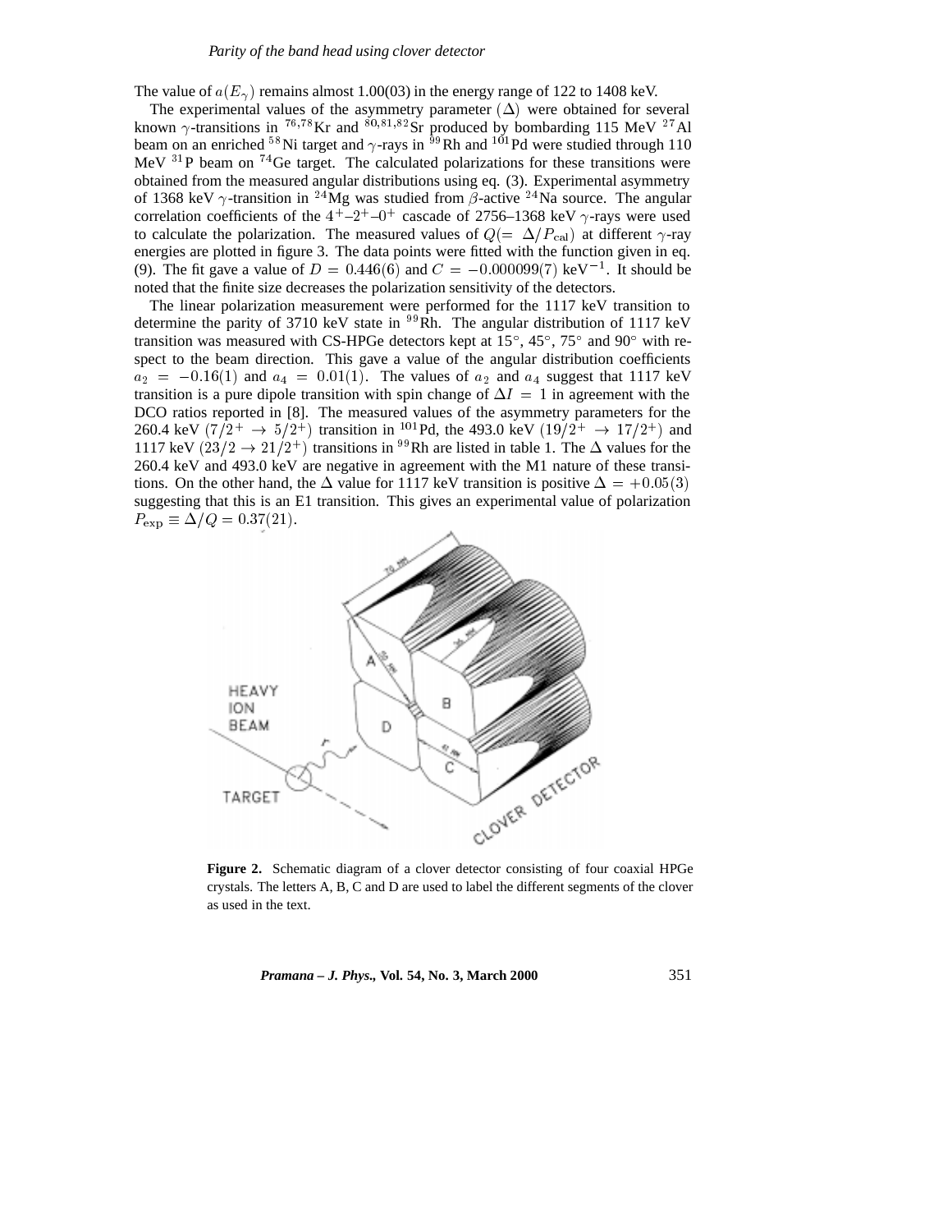The value of $a(E_\gamma)$ remains almost 1.00(03) in the energy range of 122 to 1408 keV.

The experimental values of the asymmetry parameter $(\Delta)$ were obtained for several known $\gamma$-transitions in $^{76,78}$Kr and $^{80,81,82}$Sr produced by bombarding 115 MeV $^{27}$Al beam on an enriched $^{58}$Ni target and $\gamma$-rays in $^{99}$Rh and $^{101}$Pd were studied through 110 MeV $^{31}$P beam on $^{74}$Ge target. The calculated polarizations for these transitions were obtained from the measured angular distributions using eq. (3). Experimental asymmetry of 1368 keV $\gamma$-transition in $^{24}$Mg was studied from $\beta$-active $^{24}$Na source. The angular correlation coefficients of the $4^+$–$2^+$–$0^+$ cascade of 2756–1368 keV $\gamma$-rays were used to calculate the polarization. The measured values of $Q(=\Delta/P_{\rm cal})$ at different $\gamma$-ray energies are plotted in figure 3. The data points were fitted with the function given in eq. (9). The fit gave a value of $D = 0.446(6)$ and $C = -0.000099(7)$ keV$^{-1}$. It should be noted that the finite size decreases the polarization sensitivity of the detectors.

The linear polarization measurement were performed for the 1117 keV transition to determine the parity of 3710 keV state in $^{99}$Rh. The angular distribution of 1117 keV transition was measured with CS-HPGe detectors kept at 15°, 45°, 75° and 90° with respect to the beam direction. This gave a value of the angular distribution coefficients $a_2 = -0.16(1)$ and $a_4 = 0.01(1)$. The values of $a_2$ and $a_4$ suggest that 1117 keV transition is a pure dipole transition with spin change of $\Delta I = 1$ in agreement with the DCO ratios reported in [8]. The measured values of the asymmetry parameters for the 260.4 keV $(7/2^+ \rightarrow 5/2^+)$ transition in $^{101}$Pd, the 493.0 keV $(19/2^+ \rightarrow 17/2^+)$ and 1117 keV $(23/2 \rightarrow 21/2^+)$ transitions in $^{99}$Rh are listed in table 1. The $\Delta$ values for the 260.4 keV and 493.0 keV are negative in agreement with the M1 nature of these transitions. On the other hand, the $\Delta$ value for 1117 keV transition is positive $\Delta = +0.05(3)$ suggesting that this is an E1 transition. This gives an experimental value of polarization $P_{\rm exp} \equiv \Delta/Q = 0.37(21)$.

**Figure 2.** Schematic diagram of a clover detector consisting of four coaxial HPGe crystals. The letters A, B, C and D are used to label the different segments of the clover as used in the text.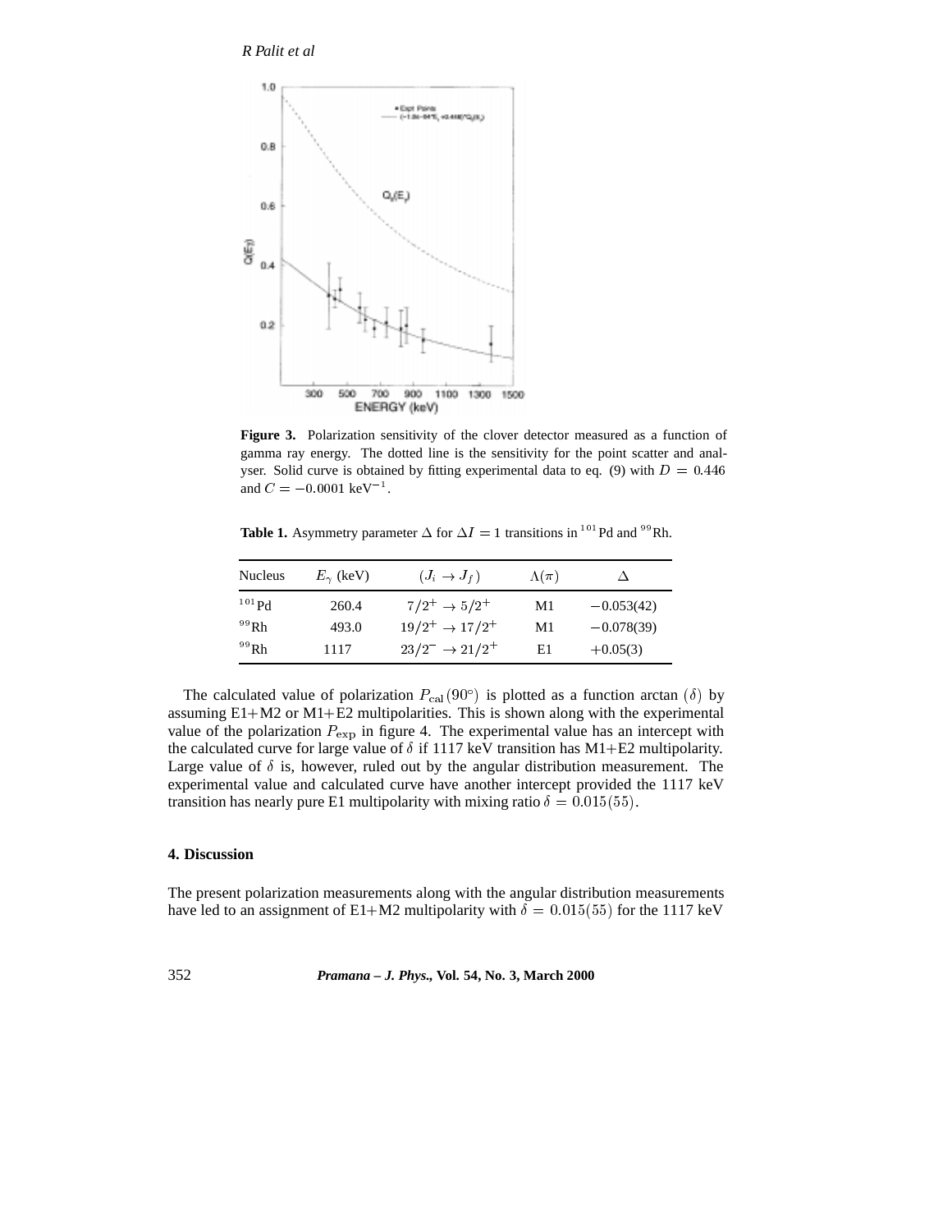**Figure 3.** Polarization sensitivity of the clover detector measured as a function of gamma ray energy. The dotted line is the sensitivity for the point scatter and analyser. Solid curve is obtained by fitting experimental data to eq. (9) with $D = 0.446$ and $C = -0.0001$ keV$^{-1}$.

**Table 1.** Asymmetry parameter $\Delta$ for $\Delta I = 1$ transitions in $^{101}$Pd and $^{99}$Rh.

| Nucleus | $E_\gamma$ (keV) | $(J_i \rightarrow J_f)$ | $\Lambda(\pi)$ | $\Delta$ |
|---|---|---|---|---|
| $^{101}$Pd | 260.4 | $7/2^+ \rightarrow 5/2^+$ | M1 | $-0.053(42)$ |
| $^{99}$Rh | 493.0 | $19/2^+ \rightarrow 17/2^+$ | M1 | $-0.078(39)$ |
| $^{99}$Rh | 1117 | $23/2^- \rightarrow 21/2^+$ | E1 | $+0.05(3)$ |

The calculated value of polarization $P_{\rm cal}(90^\circ)$ is plotted as a function arctan $(\delta)$ by assuming E1+M2 or M1+E2 multipolarities. This is shown along with the experimental value of the polarization $P_{\rm exp}$ in figure 4. The experimental value has an intercept with the calculated curve for large value of $\delta$ if 1117 keV transition has M1+E2 multipolarity. Large value of $\delta$ is, however, ruled out by the angular distribution measurement. The experimental value and calculated curve have another intercept provided the 1117 keV transition has nearly pure E1 multipolarity with mixing ratio $\delta = 0.015(55)$.

## 4. Discussion

The present polarization measurements along with the angular distribution measurements have led to an assignment of E1+M2 multipolarity with $\delta = 0.015(55)$ for the 1117 keV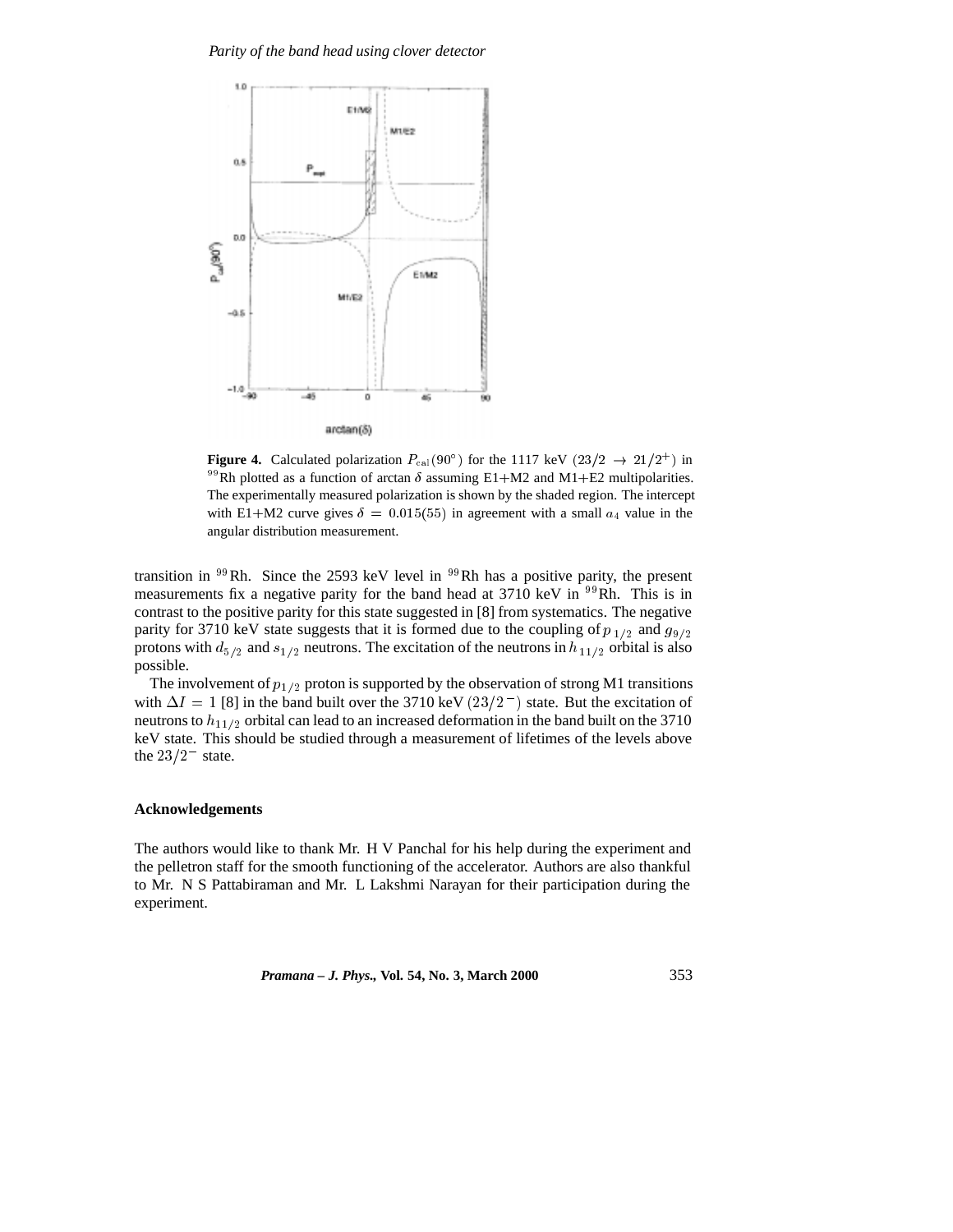**Figure 4.** Calculated polarization $P_{\rm cal}(90°)$ for the 1117 keV $(23/2 \rightarrow 21/2^{+})$ in $^{99}$Rh plotted as a function of arctan $\delta$ assuming E1+M2 and M1+E2 multipolarities. The experimentally measured polarization is shown by the shaded region. The intercept with E1+M2 curve gives $\delta = 0.015(55)$ in agreement with a small $a_4$ value in the angular distribution measurement.

transition in $^{99}$Rh. Since the 2593 keV level in $^{99}$Rh has a positive parity, the present measurements fix a negative parity for the band head at 3710 keV in $^{99}$Rh. This is in contrast to the positive parity for this state suggested in [8] from systematics. The negative parity for 3710 keV state suggests that it is formed due to the coupling of $p_{1/2}$ and $g_{9/2}$ protons with $d_{5/2}$ and $s_{1/2}$ neutrons. The excitation of the neutrons in $h_{11/2}$ orbital is also possible.

The involvement of $p_{1/2}$ proton is supported by the observation of strong M1 transitions with $\Delta I = 1$ [8] in the band built over the 3710 keV $(23/2^{-})$ state. But the excitation of neutrons to $h_{11/2}$ orbital can lead to an increased deformation in the band built on the 3710 keV state. This should be studied through a measurement of lifetimes of the levels above the $23/2^{-}$ state.

## Acknowledgements

The authors would like to thank Mr. H V Panchal for his help during the experiment and the pelletron staff for the smooth functioning of the accelerator. Authors are also thankful to Mr. N S Pattabiraman and Mr. L Lakshmi Narayan for their participation during the experiment.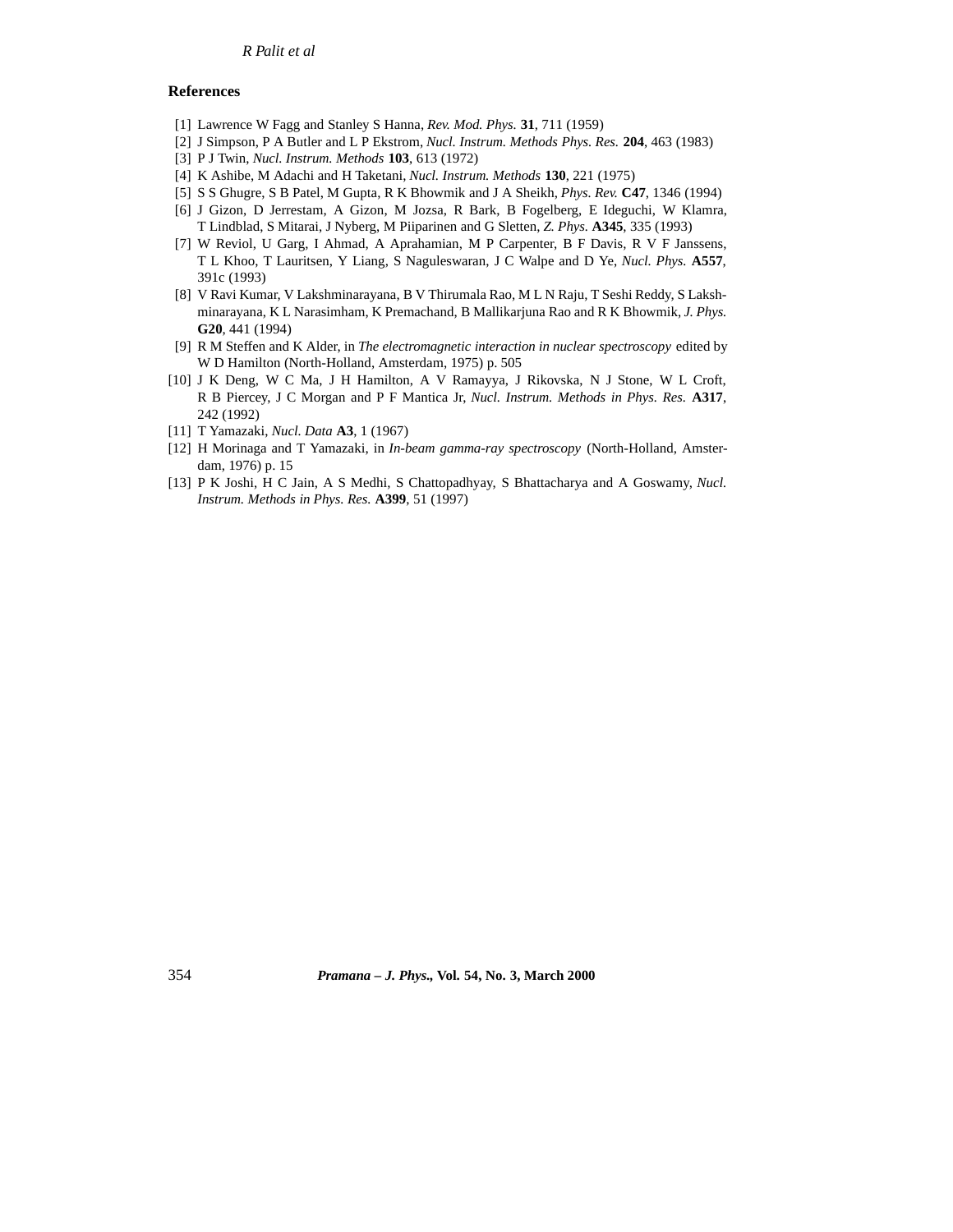## References

[1] Lawrence W Fagg and Stanley S Hanna, *Rev. Mod. Phys.* **31**, 711 (1959)

[2] J Simpson, P A Butler and L P Ekstrom, *Nucl. Instrum. Methods Phys. Res.* **204**, 463 (1983)

[3] P J Twin, *Nucl. Instrum. Methods* **103**, 613 (1972)

[4] K Ashibe, M Adachi and H Taketani, *Nucl. Instrum. Methods* **130**, 221 (1975)

[5] S S Ghugre, S B Patel, M Gupta, R K Bhowmik and J A Sheikh, *Phys. Rev.* **C47**, 1346 (1994)

[6] J Gizon, D Jerrestam, A Gizon, M Jozsa, R Bark, B Fogelberg, E Ideguchi, W Klamra, T Lindblad, S Mitarai, J Nyberg, M Piiparinen and G Sletten, *Z. Phys.* **A345**, 335 (1993)

[7] W Reviol, U Garg, I Ahmad, A Aprahamian, M P Carpenter, B F Davis, R V F Janssens, T L Khoo, T Lauritsen, Y Liang, S Naguleswaran, J C Walpe and D Ye, *Nucl. Phys.* **A557**, 391c (1993)

[8] V Ravi Kumar, V Lakshminarayana, B V Thirumala Rao, M L N Raju, T Seshi Reddy, S Lakshminarayana, K L Narasimham, K Premachand, B Mallikarjuna Rao and R K Bhowmik, *J. Phys.* **G20**, 441 (1994)

[9] R M Steffen and K Alder, in *The electromagnetic interaction in nuclear spectroscopy* edited by W D Hamilton (North-Holland, Amsterdam, 1975) p. 505

[10] J K Deng, W C Ma, J H Hamilton, A V Ramayya, J Rikovska, N J Stone, W L Croft, R B Piercey, J C Morgan and P F Mantica Jr, *Nucl. Instrum. Methods in Phys. Res.* **A317**, 242 (1992)

[11] T Yamazaki, *Nucl. Data* **A3**, 1 (1967)

[12] H Morinaga and T Yamazaki, in *In-beam gamma-ray spectroscopy* (North-Holland, Amsterdam, 1976) p. 15

[13] P K Joshi, H C Jain, A S Medhi, S Chattopadhyay, S Bhattacharya and A Goswamy, *Nucl. Instrum. Methods in Phys. Res.* **A399**, 51 (1997)